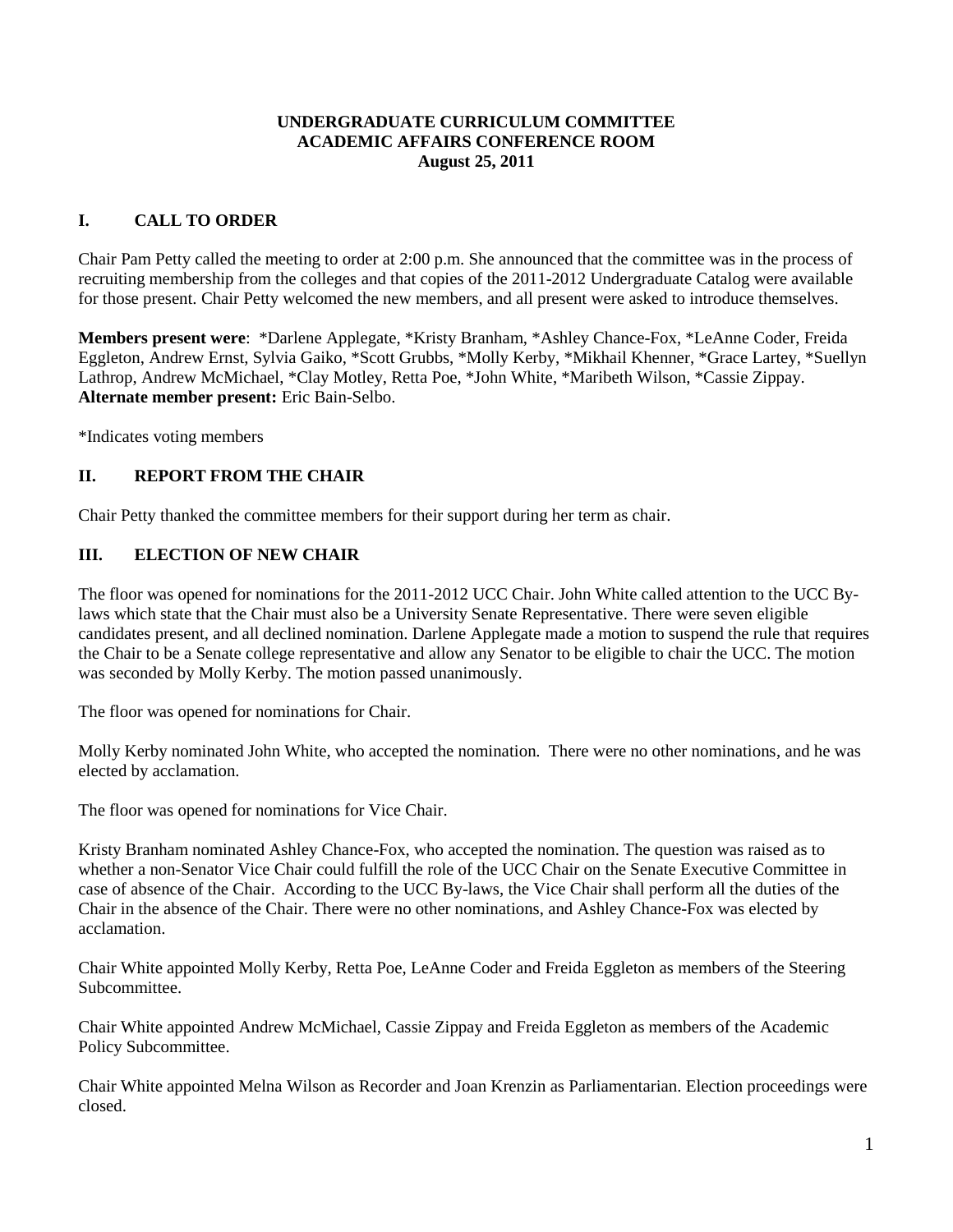**UNDERGRADUATE CURRICULUM COMMITTEE**
**ACADEMIC AFFAIRS CONFERENCE ROOM**
**August 25, 2011**

## I. CALL TO ORDER

Chair Pam Petty called the meeting to order at 2:00 p.m. She announced that the committee was in the process of recruiting membership from the colleges and that copies of the 2011-2012 Undergraduate Catalog were available for those present. Chair Petty welcomed the new members, and all present were asked to introduce themselves.

**Members present were**: *Darlene Applegate, *Kristy Branham, *Ashley Chance-Fox, *LeAnne Coder, Freida Eggleton, Andrew Ernst, Sylvia Gaiko, *Scott Grubbs, *Molly Kerby, *Mikhail Khenner, *Grace Lartey, *Suellyn Lathrop, Andrew McMichael, *Clay Motley, Retta Poe, *John White, *Maribeth Wilson, *Cassie Zippay.
**Alternate member present:** Eric Bain-Selbo.

*Indicates voting members

## II. REPORT FROM THE CHAIR

Chair Petty thanked the committee members for their support during her term as chair.

## III. ELECTION OF NEW CHAIR

The floor was opened for nominations for the 2011-2012 UCC Chair. John White called attention to the UCC By-laws which state that the Chair must also be a University Senate Representative. There were seven eligible candidates present, and all declined nomination. Darlene Applegate made a motion to suspend the rule that requires the Chair to be a Senate college representative and allow any Senator to be eligible to chair the UCC. The motion was seconded by Molly Kerby. The motion passed unanimously.

The floor was opened for nominations for Chair.

Molly Kerby nominated John White, who accepted the nomination. There were no other nominations, and he was elected by acclamation.

The floor was opened for nominations for Vice Chair.

Kristy Branham nominated Ashley Chance-Fox, who accepted the nomination. The question was raised as to whether a non-Senator Vice Chair could fulfill the role of the UCC Chair on the Senate Executive Committee in case of absence of the Chair. According to the UCC By-laws, the Vice Chair shall perform all the duties of the Chair in the absence of the Chair. There were no other nominations, and Ashley Chance-Fox was elected by acclamation.

Chair White appointed Molly Kerby, Retta Poe, LeAnne Coder and Freida Eggleton as members of the Steering Subcommittee.

Chair White appointed Andrew McMichael, Cassie Zippay and Freida Eggleton as members of the Academic Policy Subcommittee.

Chair White appointed Melna Wilson as Recorder and Joan Krenzin as Parliamentarian. Election proceedings were closed.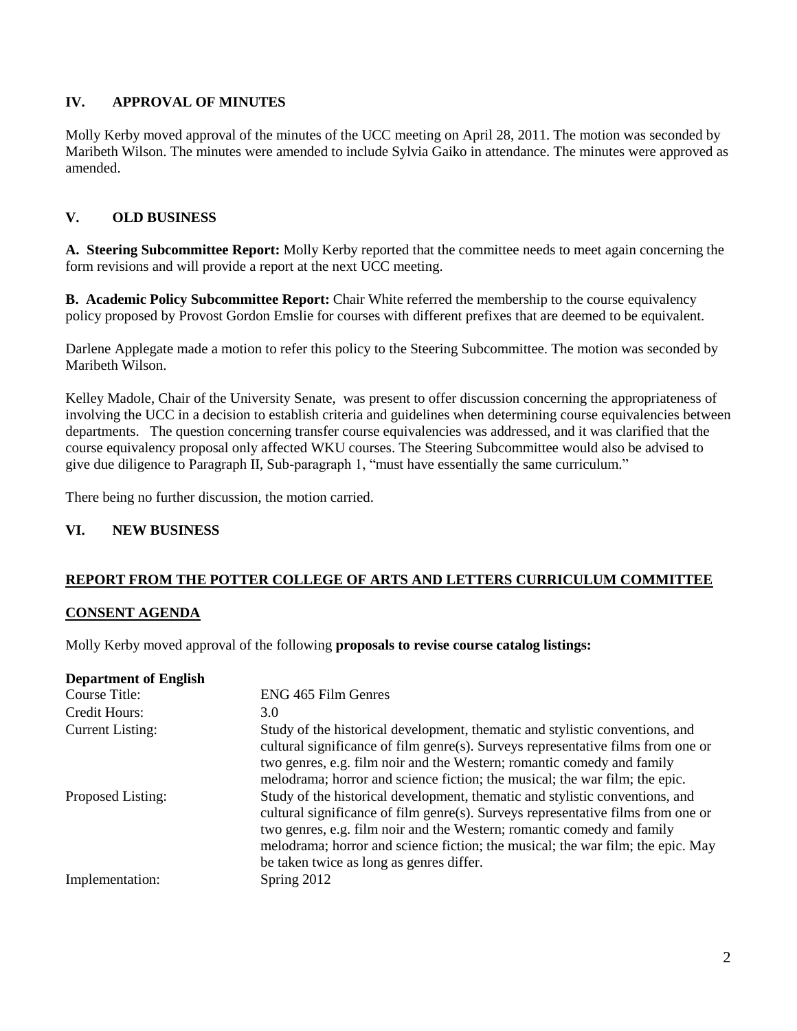## IV. APPROVAL OF MINUTES

Molly Kerby moved approval of the minutes of the UCC meeting on April 28, 2011. The motion was seconded by Maribeth Wilson. The minutes were amended to include Sylvia Gaiko in attendance. The minutes were approved as amended.

## V. OLD BUSINESS

**A. Steering Subcommittee Report:** Molly Kerby reported that the committee needs to meet again concerning the form revisions and will provide a report at the next UCC meeting.

**B. Academic Policy Subcommittee Report:** Chair White referred the membership to the course equivalency policy proposed by Provost Gordon Emslie for courses with different prefixes that are deemed to be equivalent.

Darlene Applegate made a motion to refer this policy to the Steering Subcommittee. The motion was seconded by Maribeth Wilson.

Kelley Madole, Chair of the University Senate, was present to offer discussion concerning the appropriateness of involving the UCC in a decision to establish criteria and guidelines when determining course equivalencies between departments. The question concerning transfer course equivalencies was addressed, and it was clarified that the course equivalency proposal only affected WKU courses. The Steering Subcommittee would also be advised to give due diligence to Paragraph II, Sub-paragraph 1, "must have essentially the same curriculum."

There being no further discussion, the motion carried.

## VI. NEW BUSINESS

**REPORT FROM THE POTTER COLLEGE OF ARTS AND LETTERS CURRICULUM COMMITTEE**

**CONSENT AGENDA**

Molly Kerby moved approval of the following **proposals to revise course catalog listings:**

**Department of English**

| | |
|---|---|
| Course Title: | ENG 465 Film Genres |
| Credit Hours: | 3.0 |
| Current Listing: | Study of the historical development, thematic and stylistic conventions, and cultural significance of film genre(s). Surveys representative films from one or two genres, e.g. film noir and the Western; romantic comedy and family melodrama; horror and science fiction; the musical; the war film; the epic. |
| Proposed Listing: | Study of the historical development, thematic and stylistic conventions, and cultural significance of film genre(s). Surveys representative films from one or two genres, e.g. film noir and the Western; romantic comedy and family melodrama; horror and science fiction; the musical; the war film; the epic. May be taken twice as long as genres differ. |
| Implementation: | Spring 2012 |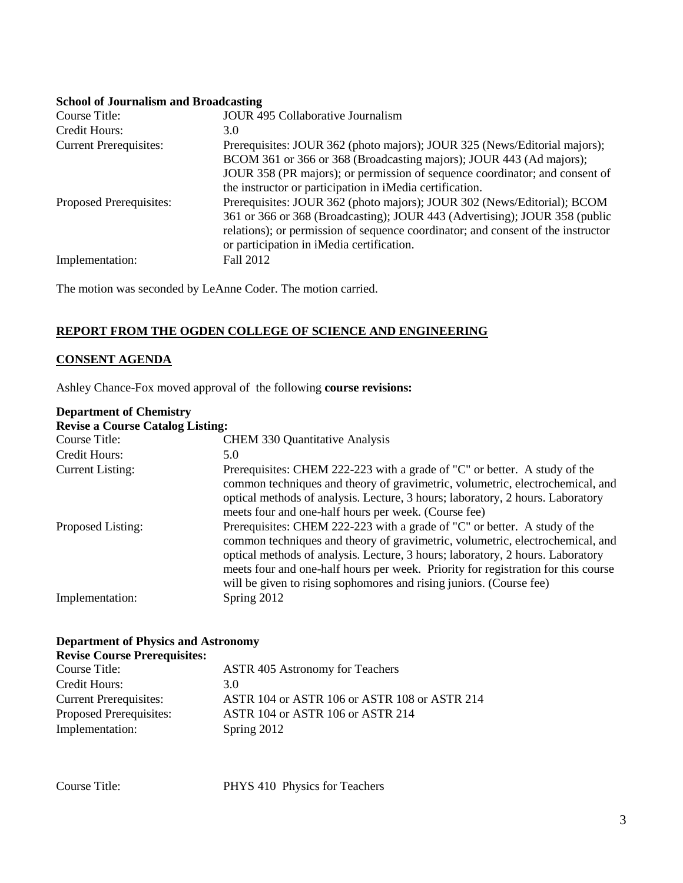**School of Journalism and Broadcasting**

| | |
|---|---|
| Course Title: | JOUR 495 Collaborative Journalism |
| Credit Hours: | 3.0 |
| Current Prerequisites: | Prerequisites: JOUR 362 (photo majors); JOUR 325 (News/Editorial majors); BCOM 361 or 366 or 368 (Broadcasting majors); JOUR 443 (Ad majors); JOUR 358 (PR majors); or permission of sequence coordinator; and consent of the instructor or participation in iMedia certification. |
| Proposed Prerequisites: | Prerequisites: JOUR 362 (photo majors); JOUR 302 (News/Editorial); BCOM 361 or 366 or 368 (Broadcasting); JOUR 443 (Advertising); JOUR 358 (public relations); or permission of sequence coordinator; and consent of the instructor or participation in iMedia certification. |
| Implementation: | Fall 2012 |

The motion was seconded by LeAnne Coder. The motion carried.

## REPORT FROM THE OGDEN COLLEGE OF SCIENCE AND ENGINEERING

### CONSENT AGENDA

Ashley Chance-Fox moved approval of the following **course revisions:**

**Department of Chemistry**

**Revise a Course Catalog Listing:**

| | |
|---|---|
| Course Title: | CHEM 330 Quantitative Analysis |
| Credit Hours: | 5.0 |
| Current Listing: | Prerequisites: CHEM 222-223 with a grade of "C" or better. A study of the common techniques and theory of gravimetric, volumetric, electrochemical, and optical methods of analysis. Lecture, 3 hours; laboratory, 2 hours. Laboratory meets four and one-half hours per week. (Course fee) |
| Proposed Listing: | Prerequisites: CHEM 222-223 with a grade of "C" or better. A study of the common techniques and theory of gravimetric, volumetric, electrochemical, and optical methods of analysis. Lecture, 3 hours; laboratory, 2 hours. Laboratory meets four and one-half hours per week. Priority for registration for this course will be given to rising sophomores and rising juniors. (Course fee) |
| Implementation: | Spring 2012 |

**Department of Physics and Astronomy**

**Revise Course Prerequisites:**

| | |
|---|---|
| Course Title: | ASTR 405 Astronomy for Teachers |
| Credit Hours: | 3.0 |
| Current Prerequisites: | ASTR 104 or ASTR 106 or ASTR 108 or ASTR 214 |
| Proposed Prerequisites: | ASTR 104 or ASTR 106 or ASTR 214 |
| Implementation: | Spring 2012 |

| | |
|---|---|
| Course Title: | PHYS 410 Physics for Teachers |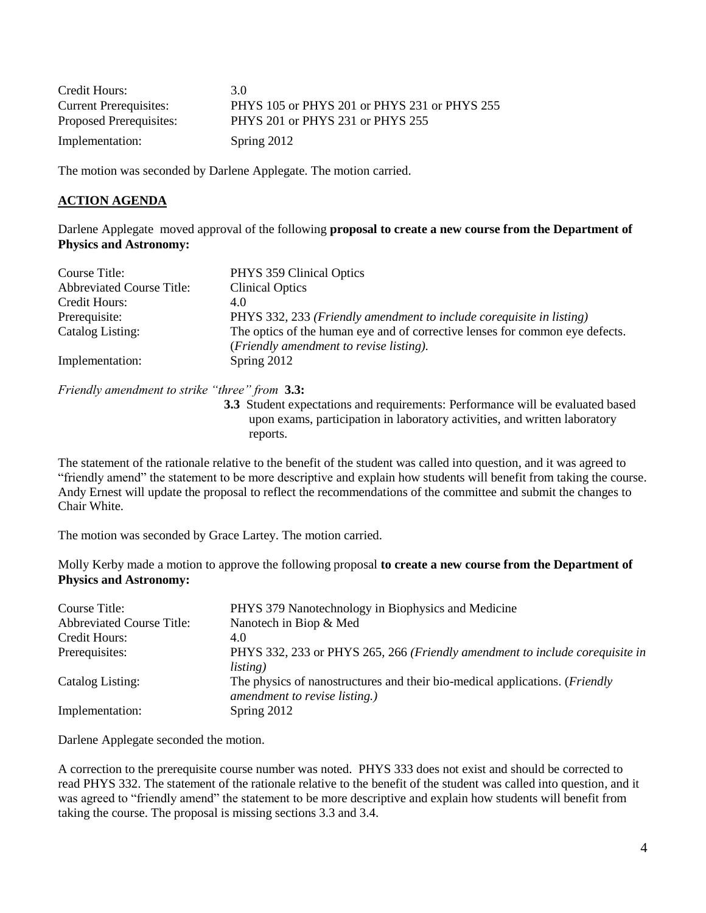| | |
|---|---|
| Credit Hours: | 3.0 |
| Current Prerequisites: | PHYS 105 or PHYS 201 or PHYS 231 or PHYS 255 |
| Proposed Prerequisites: | PHYS 201 or PHYS 231 or PHYS 255 |
| Implementation: | Spring 2012 |

The motion was seconded by Darlene Applegate. The motion carried.

## ACTION AGENDA

Darlene Applegate moved approval of the following **proposal to create a new course from the Department of Physics and Astronomy:**

| | |
|---|---|
| Course Title: | PHYS 359 Clinical Optics |
| Abbreviated Course Title: | Clinical Optics |
| Credit Hours: | 4.0 |
| Prerequisite: | PHYS 332, 233 *(Friendly amendment to include corequisite in listing)* |
| Catalog Listing: | The optics of the human eye and of corrective lenses for common eye defects. (*Friendly amendment to revise listing).* |
| Implementation: | Spring 2012 |

*Friendly amendment to strike "three" from* **3.3:**

> **3.3** Student expectations and requirements: Performance will be evaluated based upon exams, participation in laboratory activities, and written laboratory reports.

The statement of the rationale relative to the benefit of the student was called into question, and it was agreed to "friendly amend" the statement to be more descriptive and explain how students will benefit from taking the course. Andy Ernest will update the proposal to reflect the recommendations of the committee and submit the changes to Chair White.

The motion was seconded by Grace Lartey. The motion carried.

Molly Kerby made a motion to approve the following proposal **to create a new course from the Department of Physics and Astronomy:**

| | |
|---|---|
| Course Title: | PHYS 379 Nanotechnology in Biophysics and Medicine |
| Abbreviated Course Title: | Nanotech in Biop & Med |
| Credit Hours: | 4.0 |
| Prerequisites: | PHYS 332, 233 or PHYS 265, 266 *(Friendly amendment to include corequisite in listing)* |
| Catalog Listing: | The physics of nanostructures and their bio-medical applications. (*Friendly amendment to revise listing.)* |
| Implementation: | Spring 2012 |

Darlene Applegate seconded the motion.

A correction to the prerequisite course number was noted. PHYS 333 does not exist and should be corrected to read PHYS 332. The statement of the rationale relative to the benefit of the student was called into question, and it was agreed to "friendly amend" the statement to be more descriptive and explain how students will benefit from taking the course. The proposal is missing sections 3.3 and 3.4.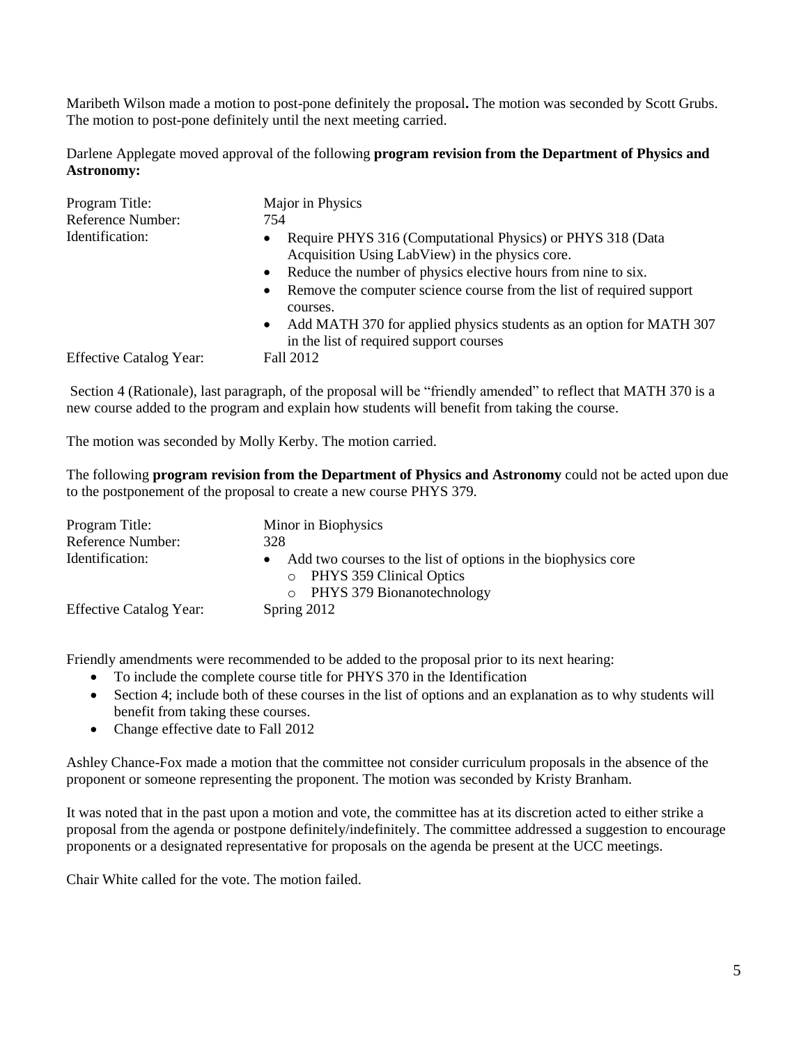Maribeth Wilson made a motion to post-pone definitely the proposal**.** The motion was seconded by Scott Grubs. The motion to post-pone definitely until the next meeting carried.

Darlene Applegate moved approval of the following **program revision from the Department of Physics and Astronomy:**

| | |
|---|---|
| Program Title: | Major in Physics |
| Reference Number: | 754 |
| Identification: | • Require PHYS 316 (Computational Physics) or PHYS 318 (Data Acquisition Using LabView) in the physics core.<br>• Reduce the number of physics elective hours from nine to six.<br>• Remove the computer science course from the list of required support courses.<br>• Add MATH 370 for applied physics students as an option for MATH 307 in the list of required support courses |
| Effective Catalog Year: | Fall 2012 |

Section 4 (Rationale), last paragraph, of the proposal will be "friendly amended" to reflect that MATH 370 is a new course added to the program and explain how students will benefit from taking the course.

The motion was seconded by Molly Kerby. The motion carried.

The following **program revision from the Department of Physics and Astronomy** could not be acted upon due to the postponement of the proposal to create a new course PHYS 379.

| | |
|---|---|
| Program Title: | Minor in Biophysics |
| Reference Number: | 328 |
| Identification: | • Add two courses to the list of options in the biophysics core<br>  o PHYS 359 Clinical Optics<br>  o PHYS 379 Bionanotechnology |
| Effective Catalog Year: | Spring 2012 |

Friendly amendments were recommended to be added to the proposal prior to its next hearing:

- To include the complete course title for PHYS 370 in the Identification
- Section 4; include both of these courses in the list of options and an explanation as to why students will benefit from taking these courses.
- Change effective date to Fall 2012

Ashley Chance-Fox made a motion that the committee not consider curriculum proposals in the absence of the proponent or someone representing the proponent. The motion was seconded by Kristy Branham.

It was noted that in the past upon a motion and vote, the committee has at its discretion acted to either strike a proposal from the agenda or postpone definitely/indefinitely. The committee addressed a suggestion to encourage proponents or a designated representative for proposals on the agenda be present at the UCC meetings.

Chair White called for the vote. The motion failed.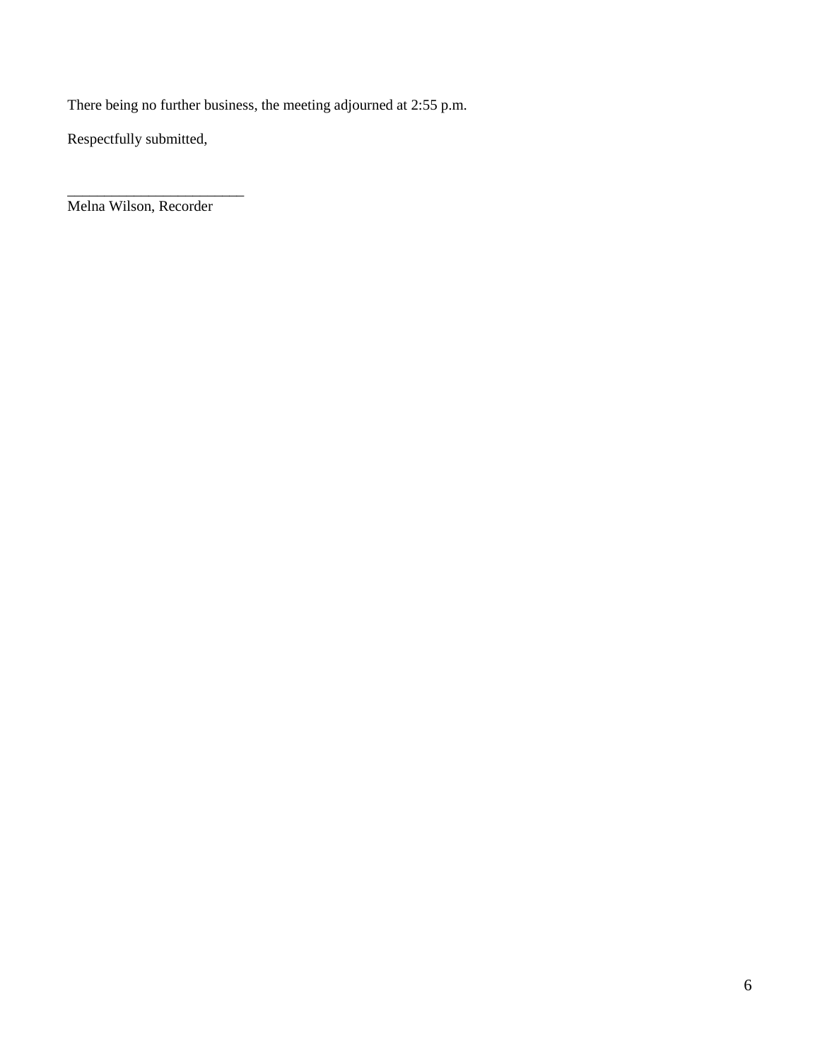There being no further business, the meeting adjourned at 2:55 p.m.

Respectfully submitted,

________________________

Melna Wilson, Recorder